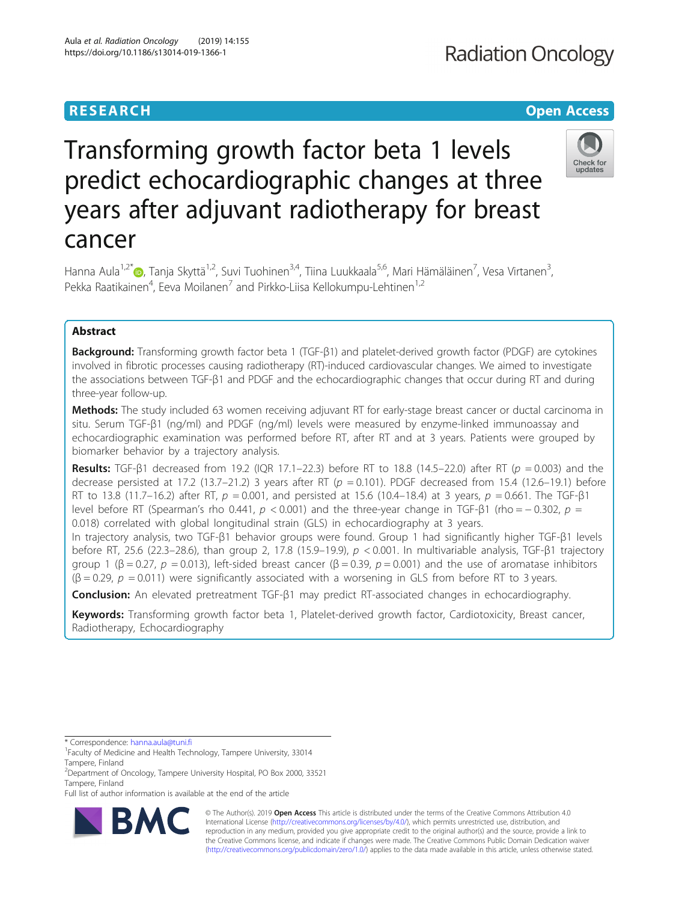RESEARCH Open Access

# Transforming growth factor beta 1 levels predict echocardiographic changes at three years after adjuvant radiotherapy for breast cancer

Hanna Aula[1,2*], Tanja Skyttä[1,2], Suvi Tuohinen[3,4], Tiina Luukkaala[5,6], Mari Hämäläinen[7], Vesa Virtanen[3], Pekka Raatikainen[4], Eeva Moilanen[7] and Pirkko-Liisa Kellokumpu-Lehtinen[1,2]

## Abstract

**Background:** Transforming growth factor beta 1 (TGF-β1) and platelet-derived growth factor (PDGF) are cytokines involved in fibrotic processes causing radiotherapy (RT)-induced cardiovascular changes. We aimed to investigate the associations between TGF-β1 and PDGF and the echocardiographic changes that occur during RT and during three-year follow-up.

**Methods:** The study included 63 women receiving adjuvant RT for early-stage breast cancer or ductal carcinoma in situ. Serum TGF-β1 (ng/ml) and PDGF (ng/ml) levels were measured by enzyme-linked immunoassay and echocardiographic examination was performed before RT, after RT and at 3 years. Patients were grouped by biomarker behavior by a trajectory analysis.

**Results:** TGF-β1 decreased from 19.2 (IQR 17.1–22.3) before RT to 18.8 (14.5–22.0) after RT ($p$ = 0.003) and the decrease persisted at 17.2 (13.7–21.2) 3 years after RT ($p$ = 0.101). PDGF decreased from 15.4 (12.6–19.1) before RT to 13.8 (11.7–16.2) after RT, $p$ = 0.001, and persisted at 15.6 (10.4–18.4) at 3 years, $p$ = 0.661. The TGF-β1 level before RT (Spearman's rho 0.441, $p < 0.001$) and the three-year change in TGF-β1 (rho = − 0.302, $p$ = 0.018) correlated with global longitudinal strain (GLS) in echocardiography at 3 years.

In trajectory analysis, two TGF-β1 behavior groups were found. Group 1 had significantly higher TGF-β1 levels before RT, 25.6 (22.3–28.6), than group 2, 17.8 (15.9–19.9), $p < 0.001$. In multivariable analysis, TGF-β1 trajectory group 1 (β = 0.27, $p$ = 0.013), left-sided breast cancer (β = 0.39, $p$ = 0.001) and the use of aromatase inhibitors (β = 0.29, $p$ = 0.011) were significantly associated with a worsening in GLS from before RT to 3 years.

**Conclusion:** An elevated pretreatment TGF-β1 may predict RT-associated changes in echocardiography.

**Keywords:** Transforming growth factor beta 1, Platelet-derived growth factor, Cardiotoxicity, Breast cancer, Radiotherapy, Echocardiography

---

\* Correspondence: hanna.aula@tuni.fi

[1]Faculty of Medicine and Health Technology, Tampere University, 33014 Tampere, Finland

[2]Department of Oncology, Tampere University Hospital, PO Box 2000, 33521 Tampere, Finland

Full list of author information is available at the end of the article

© The Author(s). 2019 **Open Access** This article is distributed under the terms of the Creative Commons Attribution 4.0 International License (http://creativecommons.org/licenses/by/4.0/), which permits unrestricted use, distribution, and reproduction in any medium, provided you give appropriate credit to the original author(s) and the source, provide a link to the Creative Commons license, and indicate if changes were made. The Creative Commons Public Domain Dedication waiver (http://creativecommons.org/publicdomain/zero/1.0/) applies to the data made available in this article, unless otherwise stated.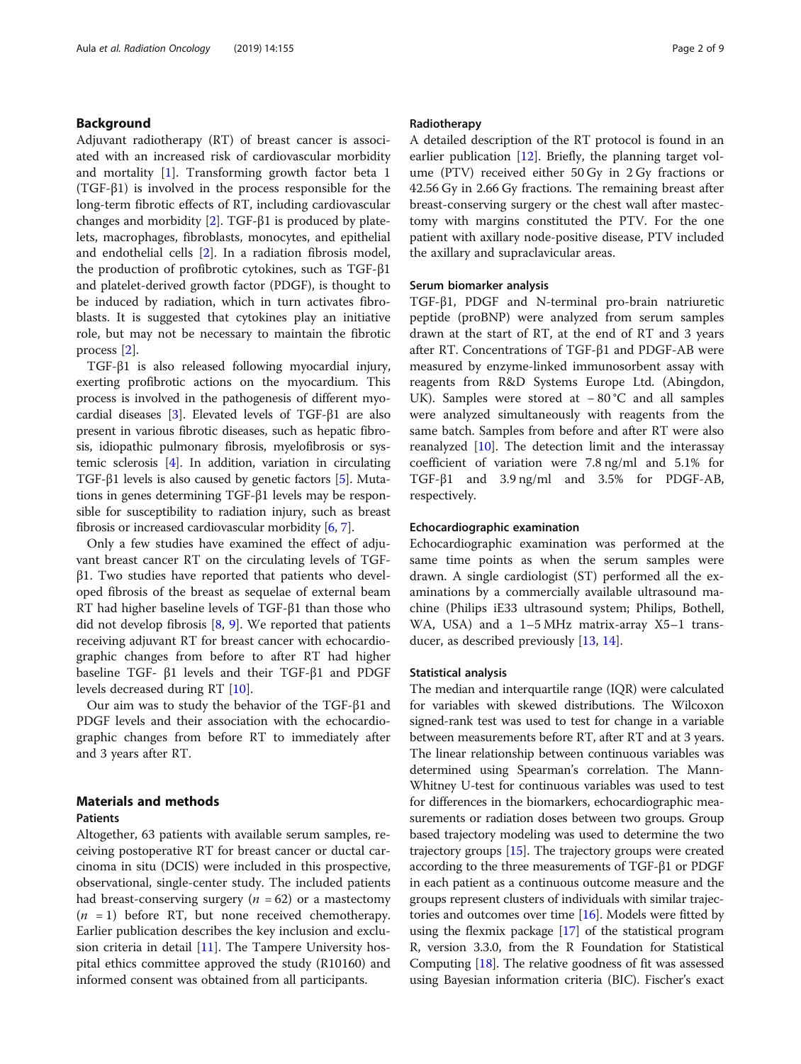## Background

Adjuvant radiotherapy (RT) of breast cancer is associated with an increased risk of cardiovascular morbidity and mortality [1]. Transforming growth factor beta 1 (TGF-β1) is involved in the process responsible for the long-term fibrotic effects of RT, including cardiovascular changes and morbidity [2]. TGF-β1 is produced by platelets, macrophages, fibroblasts, monocytes, and epithelial and endothelial cells [2]. In a radiation fibrosis model, the production of profibrotic cytokines, such as TGF-β1 and platelet-derived growth factor (PDGF), is thought to be induced by radiation, which in turn activates fibroblasts. It is suggested that cytokines play an initiative role, but may not be necessary to maintain the fibrotic process [2].

TGF-β1 is also released following myocardial injury, exerting profibrotic actions on the myocardium. This process is involved in the pathogenesis of different myocardial diseases [3]. Elevated levels of TGF-β1 are also present in various fibrotic diseases, such as hepatic fibrosis, idiopathic pulmonary fibrosis, myelofibrosis or systemic sclerosis [4]. In addition, variation in circulating TGF-β1 levels is also caused by genetic factors [5]. Mutations in genes determining TGF-β1 levels may be responsible for susceptibility to radiation injury, such as breast fibrosis or increased cardiovascular morbidity [6, 7].

Only a few studies have examined the effect of adjuvant breast cancer RT on the circulating levels of TGF-β1. Two studies have reported that patients who developed fibrosis of the breast as sequelae of external beam RT had higher baseline levels of TGF-β1 than those who did not develop fibrosis [8, 9]. We reported that patients receiving adjuvant RT for breast cancer with echocardiographic changes from before to after RT had higher baseline TGF- β1 levels and their TGF-β1 and PDGF levels decreased during RT [10].

Our aim was to study the behavior of the TGF-β1 and PDGF levels and their association with the echocardiographic changes from before to immediately after and 3 years after RT.

## Materials and methods

### Patients

Altogether, 63 patients with available serum samples, receiving postoperative RT for breast cancer or ductal carcinoma in situ (DCIS) were included in this prospective, observational, single-center study. The included patients had breast-conserving surgery ($n$ = 62) or a mastectomy ($n$ = 1) before RT, but none received chemotherapy. Earlier publication describes the key inclusion and exclusion criteria in detail [11]. The Tampere University hospital ethics committee approved the study (R10160) and informed consent was obtained from all participants.

### Radiotherapy

A detailed description of the RT protocol is found in an earlier publication [12]. Briefly, the planning target volume (PTV) received either 50 Gy in 2 Gy fractions or 42.56 Gy in 2.66 Gy fractions. The remaining breast after breast-conserving surgery or the chest wall after mastectomy with margins constituted the PTV. For the one patient with axillary node-positive disease, PTV included the axillary and supraclavicular areas.

### Serum biomarker analysis

TGF-β1, PDGF and N-terminal pro-brain natriuretic peptide (proBNP) were analyzed from serum samples drawn at the start of RT, at the end of RT and 3 years after RT. Concentrations of TGF-β1 and PDGF-AB were measured by enzyme-linked immunosorbent assay with reagents from R&D Systems Europe Ltd. (Abingdon, UK). Samples were stored at − 80 °C and all samples were analyzed simultaneously with reagents from the same batch. Samples from before and after RT were also reanalyzed [10]. The detection limit and the interassay coefficient of variation were 7.8 ng/ml and 5.1% for TGF-β1 and 3.9 ng/ml and 3.5% for PDGF-AB, respectively.

### Echocardiographic examination

Echocardiographic examination was performed at the same time points as when the serum samples were drawn. A single cardiologist (ST) performed all the examinations by a commercially available ultrasound machine (Philips iE33 ultrasound system; Philips, Bothell, WA, USA) and a 1–5 MHz matrix-array X5–1 transducer, as described previously [13, 14].

### Statistical analysis

The median and interquartile range (IQR) were calculated for variables with skewed distributions. The Wilcoxon signed-rank test was used to test for change in a variable between measurements before RT, after RT and at 3 years. The linear relationship between continuous variables was determined using Spearman's correlation. The Mann-Whitney U-test for continuous variables was used to test for differences in the biomarkers, echocardiographic measurements or radiation doses between two groups. Group based trajectory modeling was used to determine the two trajectory groups [15]. The trajectory groups were created according to the three measurements of TGF-β1 or PDGF in each patient as a continuous outcome measure and the groups represent clusters of individuals with similar trajectories and outcomes over time [16]. Models were fitted by using the flexmix package [17] of the statistical program R, version 3.3.0, from the R Foundation for Statistical Computing [18]. The relative goodness of fit was assessed using Bayesian information criteria (BIC). Fischer's exact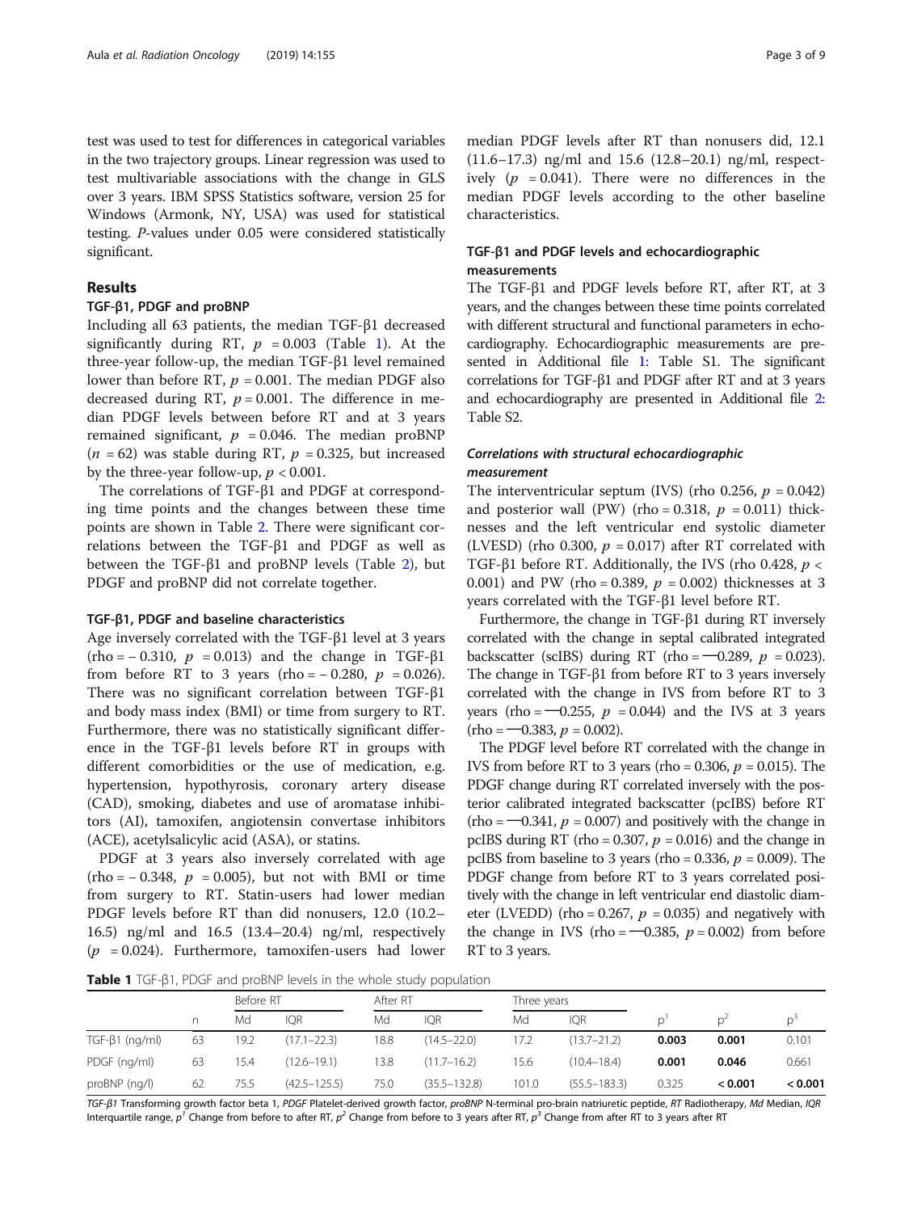test was used to test for differences in categorical variables in the two trajectory groups. Linear regression was used to test multivariable associations with the change in GLS over 3 years. IBM SPSS Statistics software, version 25 for Windows (Armonk, NY, USA) was used for statistical testing. P-values under 0.05 were considered statistically significant.

## Results

### TGF-β1, PDGF and proBNP

Including all 63 patients, the median TGF-β1 decreased significantly during RT, $p = 0.003$ (Table 1). At the three-year follow-up, the median TGF-β1 level remained lower than before RT, $p = 0.001$. The median PDGF also decreased during RT, $p = 0.001$. The difference in median PDGF levels between before RT and at 3 years remained significant, $p = 0.046$. The median proBNP ($n = 62$) was stable during RT, $p = 0.325$, but increased by the three-year follow-up, $p < 0.001$.

The correlations of TGF-β1 and PDGF at corresponding time points and the changes between these time points are shown in Table 2. There were significant correlations between the TGF-β1 and PDGF as well as between the TGF-β1 and proBNP levels (Table 2), but PDGF and proBNP did not correlate together.

### TGF-β1, PDGF and baseline characteristics

Age inversely correlated with the TGF-β1 level at 3 years (rho = − 0.310, $p = 0.013$) and the change in TGF-β1 from before RT to 3 years (rho = − 0.280, $p = 0.026$). There was no significant correlation between TGF-β1 and body mass index (BMI) or time from surgery to RT. Furthermore, there was no statistically significant difference in the TGF-β1 levels before RT in groups with different comorbidities or the use of medication, e.g. hypertension, hypothyrosis, coronary artery disease (CAD), smoking, diabetes and use of aromatase inhibitors (AI), tamoxifen, angiotensin convertase inhibitors (ACE), acetylsalicylic acid (ASA), or statins.

PDGF at 3 years also inversely correlated with age (rho = − 0.348, $p = 0.005$), but not with BMI or time from surgery to RT. Statin-users had lower median PDGF levels before RT than did nonusers, 12.0 (10.2–16.5) ng/ml and 16.5 (13.4–20.4) ng/ml, respectively ($p = 0.024$). Furthermore, tamoxifen-users had lower median PDGF levels after RT than nonusers did, 12.1 (11.6–17.3) ng/ml and 15.6 (12.8–20.1) ng/ml, respectively ($p = 0.041$). There were no differences in the median PDGF levels according to the other baseline characteristics.

### TGF-β1 and PDGF levels and echocardiographic measurements

The TGF-β1 and PDGF levels before RT, after RT, at 3 years, and the changes between these time points correlated with different structural and functional parameters in echocardiography. Echocardiographic measurements are presented in Additional file 1: Table S1. The significant correlations for TGF-β1 and PDGF after RT and at 3 years and echocardiography are presented in Additional file 2: Table S2.

### *Correlations with structural echocardiographic measurement*

The interventricular septum (IVS) (rho 0.256, $p = 0.042$) and posterior wall (PW) (rho = 0.318, $p = 0.011$) thicknesses and the left ventricular end systolic diameter (LVESD) (rho 0.300, $p = 0.017$) after RT correlated with TGF-β1 before RT. Additionally, the IVS (rho 0.428, $p < 0.001$) and PW (rho = 0.389, $p = 0.002$) thicknesses at 3 years correlated with the TGF-β1 level before RT.

Furthermore, the change in TGF-β1 during RT inversely correlated with the change in septal calibrated integrated backscatter (scIBS) during RT (rho = −0.289, $p = 0.023$). The change in TGF-β1 from before RT to 3 years inversely correlated with the change in IVS from before RT to 3 years (rho = −0.255, $p = 0.044$) and the IVS at 3 years (rho = −0.383, $p = 0.002$).

The PDGF level before RT correlated with the change in IVS from before RT to 3 years (rho = 0.306, $p = 0.015$). The PDGF change during RT correlated inversely with the posterior calibrated integrated backscatter (pcIBS) before RT (rho = −0.341, $p = 0.007$) and positively with the change in pcIBS during RT (rho = 0.307, $p = 0.016$) and the change in pcIBS from baseline to 3 years (rho = 0.336, $p = 0.009$). The PDGF change from before RT to 3 years correlated positively with the change in left ventricular end diastolic diameter (LVEDD) (rho = 0.267, $p = 0.035$) and negatively with the change in IVS (rho = −0.385, $p = 0.002$) from before RT to 3 years.

**Table 1** TGF-β1, PDGF and proBNP levels in the whole study population

| | | Before RT | | After RT | | Three years | | | | |
|---|---|---|---|---|---|---|---|---|---|---|
| | n | Md | IQR | Md | IQR | Md | IQR | $p^1$ | $p^2$ | $p^3$ |
| TGF-β1 (ng/ml) | 63 | 19.2 | (17.1–22.3) | 18.8 | (14.5–22.0) | 17.2 | (13.7–21.2) | **0.003** | **0.001** | 0.101 |
| PDGF (ng/ml) | 63 | 15.4 | (12.6–19.1) | 13.8 | (11.7–16.2) | 15.6 | (10.4–18.4) | **0.001** | **0.046** | 0.661 |
| proBNP (ng/l) | 62 | 75.5 | (42.5–125.5) | 75.0 | (35.5–132.8) | 101.0 | (55.5–183.3) | 0.325 | **< 0.001** | **< 0.001** |

*TGF-β1* Transforming growth factor beta 1, *PDGF* Platelet-derived growth factor, *proBNP* N-terminal pro-brain natriuretic peptide, *RT* Radiotherapy, *Md* Median, *IQR* Interquartile range, $p^1$ Change from before to after RT, $p^2$ Change from before to 3 years after RT, $p^3$ Change from after RT to 3 years after RT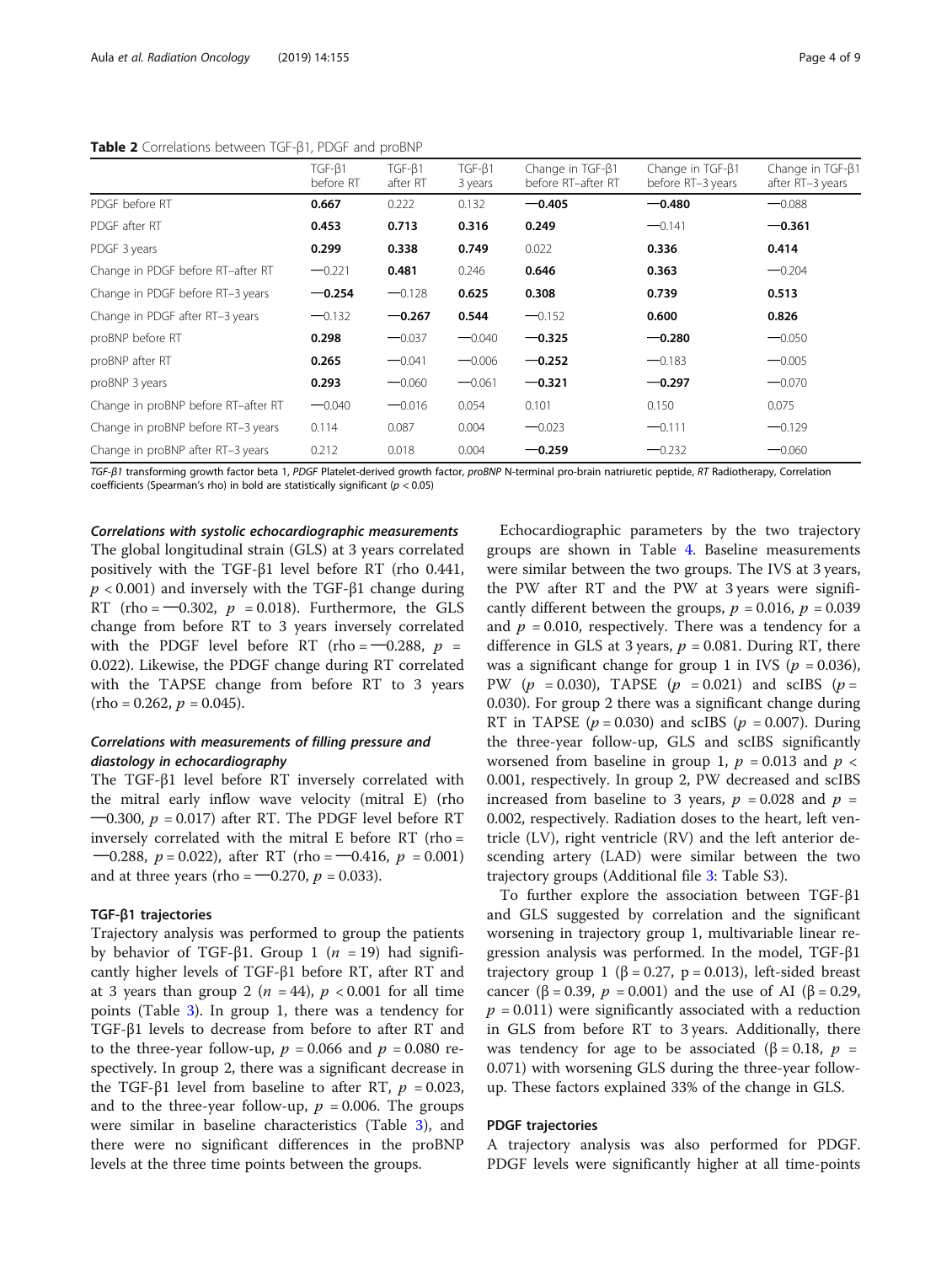**Table 2** Correlations between TGF-β1, PDGF and proBNP

| | TGF-β1 before RT | TGF-β1 after RT | TGF-β1 3 years | Change in TGF-β1 before RT–after RT | Change in TGF-β1 before RT–3 years | Change in TGF-β1 after RT–3 years |
|---|---|---|---|---|---|---|
| PDGF before RT | **0.667** | 0.222 | 0.132 | **−0.405** | **−0.480** | −0.088 |
| PDGF after RT | **0.453** | **0.713** | 0.316 | **0.249** | −0.141 | **−0.361** |
| PDGF 3 years | **0.299** | **0.338** | **0.749** | 0.022 | **0.336** | **0.414** |
| Change in PDGF before RT–after RT | −0.221 | **0.481** | 0.246 | **0.646** | **0.363** | −0.204 |
| Change in PDGF before RT–3 years | **−0.254** | −0.128 | **0.625** | **0.308** | **0.739** | **0.513** |
| Change in PDGF after RT–3 years | −0.132 | **−0.267** | **0.544** | −0.152 | **0.600** | **0.826** |
| proBNP before RT | **0.298** | −0.037 | −0.040 | **−0.325** | **−0.280** | −0.050 |
| proBNP after RT | **0.265** | −0.041 | −0.006 | **−0.252** | −0.183 | −0.005 |
| proBNP 3 years | **0.293** | −0.060 | −0.061 | **−0.321** | **−0.297** | −0.070 |
| Change in proBNP before RT–after RT | −0.040 | −0.016 | 0.054 | 0.101 | 0.150 | 0.075 |
| Change in proBNP before RT–3 years | 0.114 | 0.087 | 0.004 | −0.023 | −0.111 | −0.129 |
| Change in proBNP after RT–3 years | 0.212 | 0.018 | 0.004 | **−0.259** | −0.232 | −0.060 |

*TGF-β1* transforming growth factor beta 1, *PDGF* Platelet-derived growth factor, *proBNP* N-terminal pro-brain natriuretic peptide, *RT* Radiotherapy, Correlation coefficients (Spearman's rho) in bold are statistically significant ($p < 0.05$)

#### Correlations with systolic echocardiographic measurements

The global longitudinal strain (GLS) at 3 years correlated positively with the TGF-β1 level before RT (rho 0.441, $p < 0.001$) and inversely with the TGF-β1 change during RT (rho = −0.302, $p = 0.018$). Furthermore, the GLS change from before RT to 3 years inversely correlated with the PDGF level before RT (rho = −0.288, $p = 0.022$). Likewise, the PDGF change during RT correlated with the TAPSE change from before RT to 3 years (rho = 0.262, $p = 0.045$).

#### Correlations with measurements of filling pressure and diastology in echocardiography

The TGF-β1 level before RT inversely correlated with the mitral early inflow wave velocity (mitral E) (rho −0.300, $p = 0.017$) after RT. The PDGF level before RT inversely correlated with the mitral E before RT (rho = −0.288, $p = 0.022$), after RT (rho = −0.416, $p = 0.001$) and at three years (rho = −0.270, $p = 0.033$).

### TGF-β1 trajectories

Trajectory analysis was performed to group the patients by behavior of TGF-β1. Group 1 ($n = 19$) had significantly higher levels of TGF-β1 before RT, after RT and at 3 years than group 2 ($n = 44$), $p < 0.001$ for all time points (Table 3). In group 1, there was a tendency for TGF-β1 levels to decrease from before to after RT and to the three-year follow-up, $p = 0.066$ and $p = 0.080$ respectively. In group 2, there was a significant decrease in the TGF-β1 level from baseline to after RT, $p = 0.023$, and to the three-year follow-up, $p = 0.006$. The groups were similar in baseline characteristics (Table 3), and there were no significant differences in the proBNP levels at the three time points between the groups.

Echocardiographic parameters by the two trajectory groups are shown in Table 4. Baseline measurements were similar between the two groups. The IVS at 3 years, the PW after RT and the PW at 3 years were significantly different between the groups, $p = 0.016$, $p = 0.039$ and $p = 0.010$, respectively. There was a tendency for a difference in GLS at 3 years, $p = 0.081$. During RT, there was a significant change for group 1 in IVS ($p = 0.036$), PW ($p = 0.030$), TAPSE ($p = 0.021$) and scIBS ($p = 0.030$). For group 2 there was a significant change during RT in TAPSE ($p = 0.030$) and scIBS ($p = 0.007$). During the three-year follow-up, GLS and scIBS significantly worsened from baseline in group 1, $p = 0.013$ and $p < 0.001$, respectively. In group 2, PW decreased and scIBS increased from baseline to 3 years, $p = 0.028$ and $p = 0.002$, respectively. Radiation doses to the heart, left ventricle (LV), right ventricle (RV) and the left anterior descending artery (LAD) were similar between the two trajectory groups (Additional file 3: Table S3).

To further explore the association between TGF-β1 and GLS suggested by correlation and the significant worsening in trajectory group 1, multivariable linear regression analysis was performed. In the model, TGF-β1 trajectory group 1 (β = 0.27, p = 0.013), left-sided breast cancer (β = 0.39, $p = 0.001$) and the use of AI (β = 0.29, $p = 0.011$) were significantly associated with a reduction in GLS from before RT to 3 years. Additionally, there was tendency for age to be associated (β = 0.18, $p = 0.071$) with worsening GLS during the three-year follow-up. These factors explained 33% of the change in GLS.

### PDGF trajectories

A trajectory analysis was also performed for PDGF. PDGF levels were significantly higher at all time-points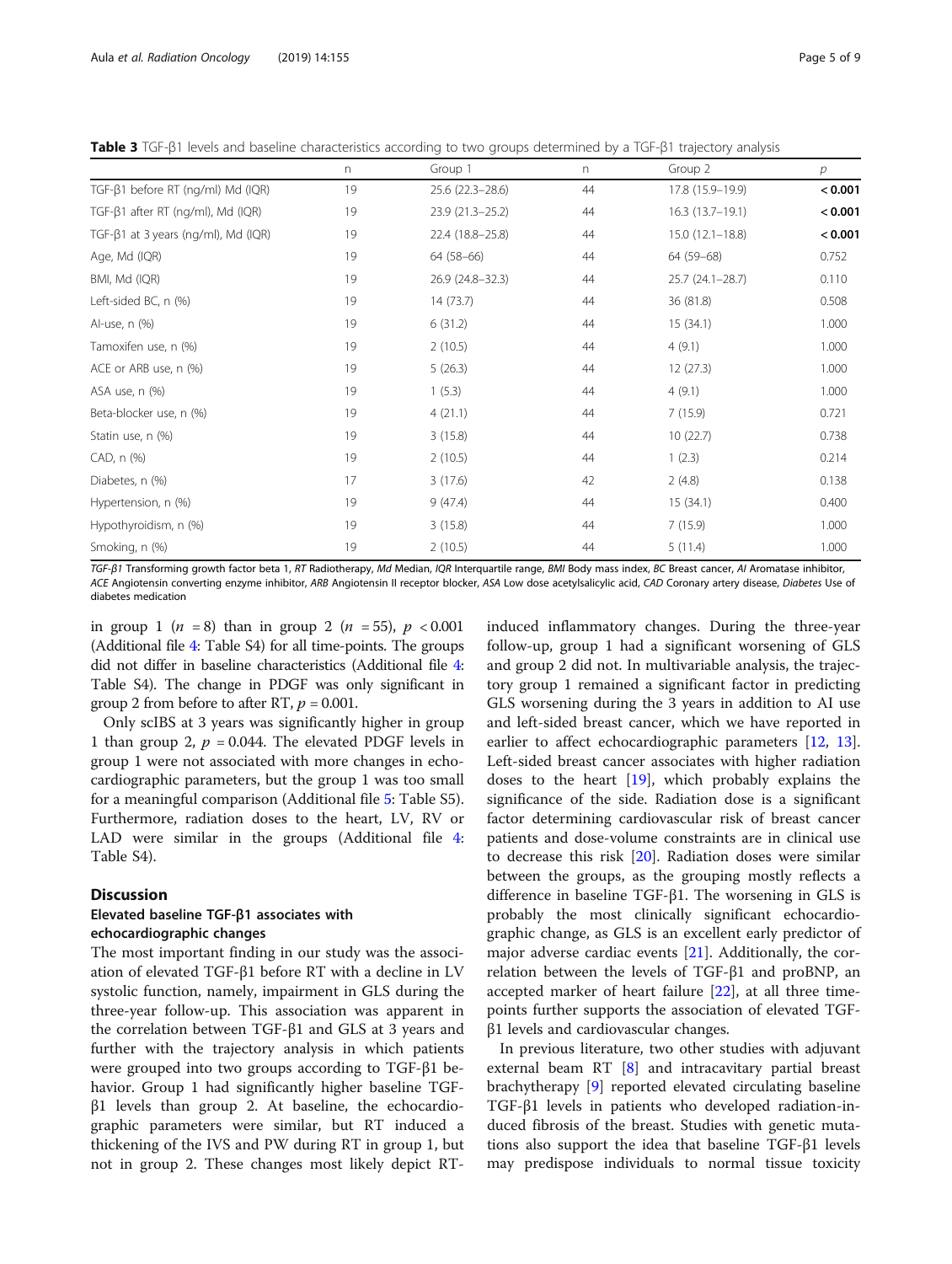**Table 3** TGF-β1 levels and baseline characteristics according to two groups determined by a TGF-β1 trajectory analysis

| | n | Group 1 | n | Group 2 | p |
|---|---|---|---|---|---|
| TGF-β1 before RT (ng/ml) Md (IQR) | 19 | 25.6 (22.3–28.6) | 44 | 17.8 (15.9–19.9) | **< 0.001** |
| TGF-β1 after RT (ng/ml), Md (IQR) | 19 | 23.9 (21.3–25.2) | 44 | 16.3 (13.7–19.1) | **< 0.001** |
| TGF-β1 at 3 years (ng/ml), Md (IQR) | 19 | 22.4 (18.8–25.8) | 44 | 15.0 (12.1–18.8) | **< 0.001** |
| Age, Md (IQR) | 19 | 64 (58–66) | 44 | 64 (59–68) | 0.752 |
| BMI, Md (IQR) | 19 | 26.9 (24.8–32.3) | 44 | 25.7 (24.1–28.7) | 0.110 |
| Left-sided BC, n (%) | 19 | 14 (73.7) | 44 | 36 (81.8) | 0.508 |
| AI-use, n (%) | 19 | 6 (31.2) | 44 | 15 (34.1) | 1.000 |
| Tamoxifen use, n (%) | 19 | 2 (10.5) | 44 | 4 (9.1) | 1.000 |
| ACE or ARB use, n (%) | 19 | 5 (26.3) | 44 | 12 (27.3) | 1.000 |
| ASA use, n (%) | 19 | 1 (5.3) | 44 | 4 (9.1) | 1.000 |
| Beta-blocker use, n (%) | 19 | 4 (21.1) | 44 | 7 (15.9) | 0.721 |
| Statin use, n (%) | 19 | 3 (15.8) | 44 | 10 (22.7) | 0.738 |
| CAD, n (%) | 19 | 2 (10.5) | 44 | 1 (2.3) | 0.214 |
| Diabetes, n (%) | 17 | 3 (17.6) | 42 | 2 (4.8) | 0.138 |
| Hypertension, n (%) | 19 | 9 (47.4) | 44 | 15 (34.1) | 0.400 |
| Hypothyroidism, n (%) | 19 | 3 (15.8) | 44 | 7 (15.9) | 1.000 |
| Smoking, n (%) | 19 | 2 (10.5) | 44 | 5 (11.4) | 1.000 |

*TGF-β1* Transforming growth factor beta 1, *RT* Radiotherapy, *Md* Median, *IQR* Interquartile range, *BMI* Body mass index, *BC* Breast cancer, *AI* Aromatase inhibitor, *ACE* Angiotensin converting enzyme inhibitor, *ARB* Angiotensin II receptor blocker, *ASA* Low dose acetylsalicylic acid, *CAD* Coronary artery disease, *Diabetes* Use of diabetes medication

in group 1 ($n = 8$) than in group 2 ($n = 55$), $p < 0.001$ (Additional file 4: Table S4) for all time-points. The groups did not differ in baseline characteristics (Additional file 4: Table S4). The change in PDGF was only significant in group 2 from before to after RT, $p = 0.001$.

Only scIBS at 3 years was significantly higher in group 1 than group 2, $p = 0.044$. The elevated PDGF levels in group 1 were not associated with more changes in echocardiographic parameters, but the group 1 was too small for a meaningful comparison (Additional file 5: Table S5). Furthermore, radiation doses to the heart, LV, RV or LAD were similar in the groups (Additional file 4: Table S4).

## Discussion

### Elevated baseline TGF-β1 associates with echocardiographic changes

The most important finding in our study was the association of elevated TGF-β1 before RT with a decline in LV systolic function, namely, impairment in GLS during the three-year follow-up. This association was apparent in the correlation between TGF-β1 and GLS at 3 years and further with the trajectory analysis in which patients were grouped into two groups according to TGF-β1 behavior. Group 1 had significantly higher baseline TGF-β1 levels than group 2. At baseline, the echocardiographic parameters were similar, but RT induced a thickening of the IVS and PW during RT in group 1, but not in group 2. These changes most likely depict RT-induced inflammatory changes. During the three-year follow-up, group 1 had a significant worsening of GLS and group 2 did not. In multivariable analysis, the trajectory group 1 remained a significant factor in predicting GLS worsening during the 3 years in addition to AI use and left-sided breast cancer, which we have reported in earlier to affect echocardiographic parameters [12, 13]. Left-sided breast cancer associates with higher radiation doses to the heart [19], which probably explains the significance of the side. Radiation dose is a significant factor determining cardiovascular risk of breast cancer patients and dose-volume constraints are in clinical use to decrease this risk [20]. Radiation doses were similar between the groups, as the grouping mostly reflects a difference in baseline TGF-β1. The worsening in GLS is probably the most clinically significant echocardiographic change, as GLS is an excellent early predictor of major adverse cardiac events [21]. Additionally, the correlation between the levels of TGF-β1 and proBNP, an accepted marker of heart failure [22], at all three time-points further supports the association of elevated TGF-β1 levels and cardiovascular changes.

In previous literature, two other studies with adjuvant external beam RT [8] and intracavitary partial breast brachytherapy [9] reported elevated circulating baseline TGF-β1 levels in patients who developed radiation-induced fibrosis of the breast. Studies with genetic mutations also support the idea that baseline TGF-β1 levels may predispose individuals to normal tissue toxicity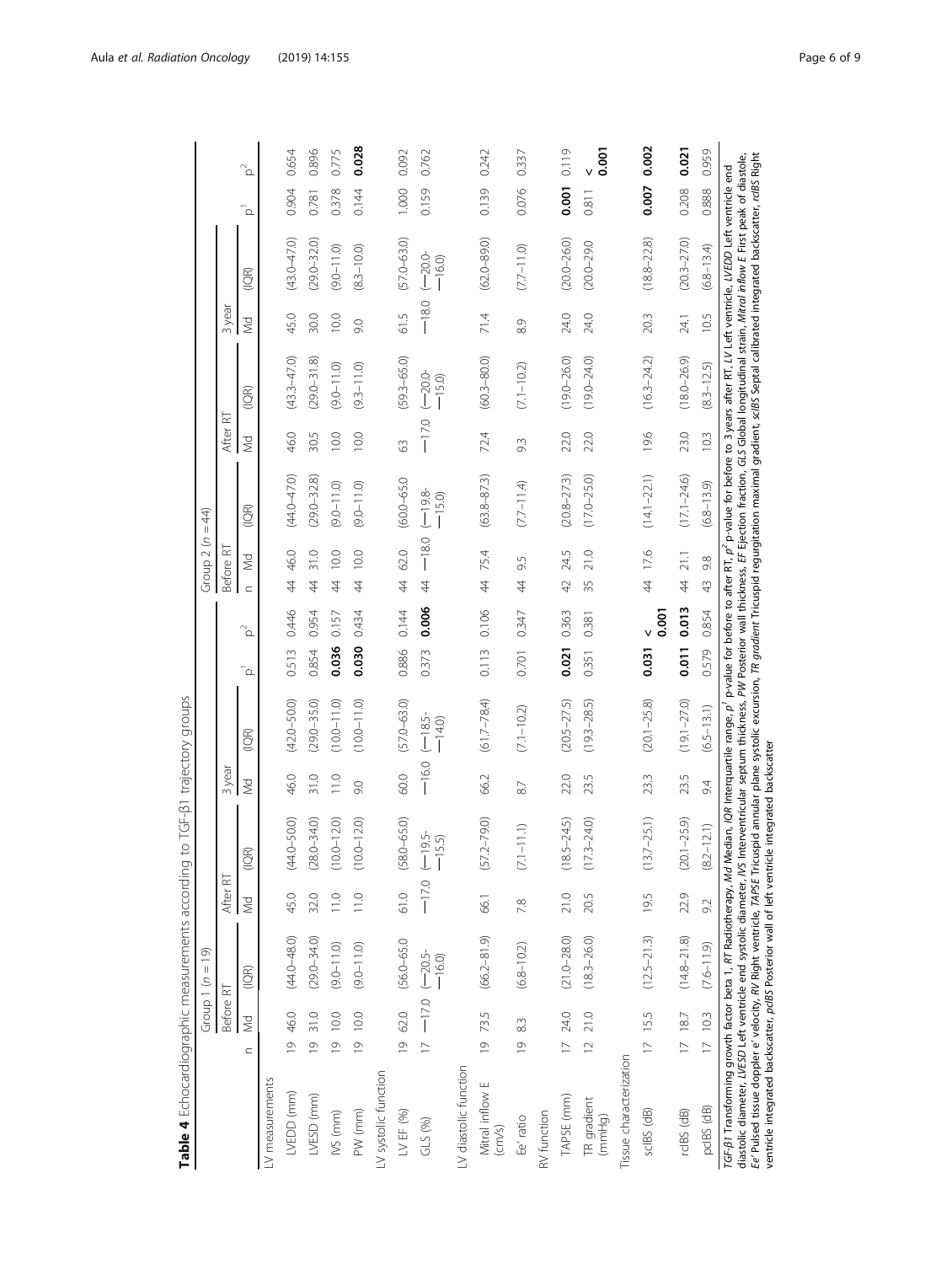**Table 4** Echocardiographic measurements according to TGF-β1 trajectory groups

| | Group 1 (n = 19) | | | | | | | | | Group 2 (n = 44) | | | | | | | | |
|---|---|---|---|---|---|---|---|---|---|---|---|---|---|---|---|---|---|---|
| | Before RT | | | After RT | | 3 year | | | | Before RT | | | After RT | | 3 year | | | |
| | n | Md | (IQR) | Md | (IQR) | Md | (IQR) | p[1] | p[2] | n | Md | (IQR) | Md | (IQR) | Md | (IQR) | p[1] | p[2] |
| **LV measurements** | | | | | | | | | | | | | | | | | | |
| LVEDD (mm) | 19 | 46.0 | (44.0–48.0) | 45.0 | (44.0–50.0) | 46.0 | (42.0–50.0) | 0.513 | 0.446 | 44 | 46.0 | (44.0–47.0) | 46.0 | (43.3–47.0) | 45.0 | (43.0–47.0) | 0.904 | 0.654 |
| LVESD (mm) | 19 | 31.0 | (29.0–34.0) | 32.0 | (28.0–34.0) | 31.0 | (29.0–35.0) | 0.854 | 0.954 | 44 | 31.0 | (29.0–32.8) | 30.5 | (29.0–31.8) | 30.0 | (29.0–32.0) | 0.781 | 0.896 |
| IVS (mm) | 19 | 10.0 | (9.0–11.0) | 11.0 | (10.0–12.0) | 11.0 | (10.0–11.0) | **0.036** | 0.157 | 44 | 10.0 | (9.0–11.0) | 10.0 | (9.0–11.0) | 10.0 | (9.0–11.0) | 0.378 | 0.775 |
| PW (mm) | 19 | 10.0 | (9.0–11.0) | 11.0 | (10.0–12.0) | 9.0 | (10.0–11.0) | **0.030** | 0.434 | 44 | 10.0 | (9.0–11.0) | 10.0 | (9.3–11.0) | 9.0 | (8.3–10.0) | 0.144 | **0.028** |
| **LV systolic function** | | | | | | | | | | | | | | | | | | |
| LV EF (%) | 19 | 62.0 | (56.0–65.0) | 61.0 | (58.0–65.0) | 60.0 | (57.0–63.0) | 0.886 | 0.144 | 44 | 62.0 | (60.0–65.0) | 63 | (59.3–65.0) | 61.5 | (57.0–63.0) | 1.000 | 0.092 |
| GLS (%) | 17 | −17.0 | (−20.5- −16.0) | −17.0 | (−19.5- −15.5) | −16.0 | (−18.5- −14.0) | 0.373 | **0.006** | 44 | −18.0 | (−19.8- −15.0) | −17.0 | (−20.0- −15.0) | −18.0 | (−20.0- −16.0) | 0.159 | 0.762 |
| **LV diastolic function** | | | | | | | | | | | | | | | | | | |
| Mitral inflow E (cm/s) | 19 | 73.5 | (66.2–81.9) | 66.1 | (57.2–79.0) | 66.2 | (61.7–78.4) | 0.113 | 0.106 | 44 | 75.4 | (63.8–87.3) | 72.4 | (60.3–80.0) | 71.4 | (62.0–89.0) | 0.139 | 0.242 |
| Ee' ratio | 19 | 8.3 | (6.8–10.2) | 7.8 | (7.1–11.1) | 8.7 | (7.1–10.2) | 0.701 | 0.347 | 44 | 9.5 | (7.7–11.4) | 9.3 | (7.1–10.2) | 8.9 | (7.7–11.0) | 0.076 | 0.337 |
| **RV function** | | | | | | | | | | | | | | | | | | |
| TAPSE (mm) | 17 | 24.0 | (21.0–28.0) | 21.0 | (18.5–24.5) | 22.0 | (20.5–27.5) | **0.021** | 0.363 | 42 | 24.5 | (20.8–27.3) | 22.0 | (19.0–26.0) | 24.0 | (20.0–26.0) | **0.001** | 0.119 |
| TR gradient (mmHg) | 12 | 21.0 | (18.3–26.0) | 20.5 | (17.3–24.0) | 23.5 | (19.3–28.5) | 0.351 | 0.381 | 35 | 21.0 | (17.0–25.0) | 22.0 | (19.0–24.0) | 24.0 | (20.0–29.0) | 0.811 | **< 0.001** |
| **Tissue characterization** | | | | | | | | | | | | | | | | | | |
| sclBS (dB) | 17 | 15.5 | (12.5–21.3) | 19.5 | (13.7–25.1) | 23.3 | (20.1–25.8) | **0.031** | **< 0.001** | 44 | 17.6 | (14.1–22.1) | 19.6 | (16.3–24.2) | 20.3 | (18.8–22.8) | **0.007** | **0.002** |
| rclBS (dB) | 17 | 18.7 | (14.8–21.8) | 22.9 | (20.1–25.9) | 23.5 | (19.1–27.0) | **0.011** | **0.013** | 44 | 21.1 | (17.1–24.6) | 23.0 | (18.0–26.9) | 24.1 | (20.3–27.0) | 0.208 | **0.021** |
| pclBS (dB) | 17 | 10.3 | (7.6–11.9) | 9.2 | (8.2–12.1) | 9.4 | (6.5–13.1) | 0.579 | 0.854 | 43 | 9.8 | (6.8–13.9) | 10.3 | (8.3–12.5) | 10.5 | (6.8–13.4) | 0.888 | 0.959 |

*TGF-β1* Transforming growth factor beta 1, *RT* Radiotherapy, *Md* Median, *IQR* Interquartile range, $p^1$ p-value for before to after RT, $p^2$ p-value for before to 3 years after RT, *LV* Left ventricle, *LVEDD* Left ventricle end diastolic diameter, *LVESD* Left ventricle end systolic diameter, *IVS* Interventricular septum thickness, *PW* Posterior wall thickness, *EF* Ejection fraction, *GLS* Global longitudinal strain, *Mitral inflow E* First peak of diastole, *Ee'* Pulsed tissue doppler e' velocity, *RV* Right ventricle, *TAPSE* Tricuspid annular plane systolic excursion, *TR gradient* Tricuspid regurgitation maximal gradient, *sclBS* Septal calibrated integrated backscatter, *rclBS* Right ventricle integrated backscatter, *pclBS* Posterior wall of left ventricle integrated backscatter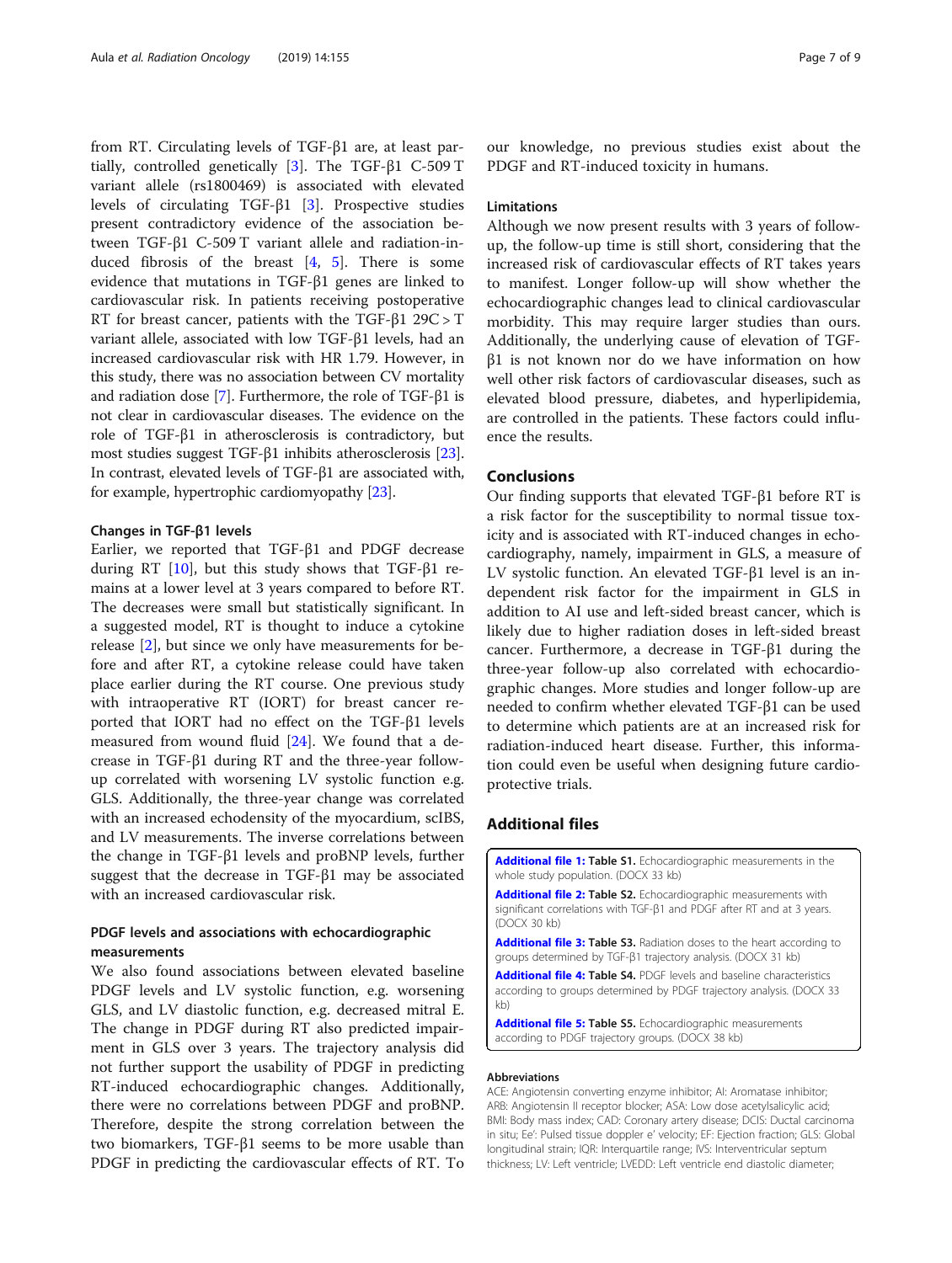from RT. Circulating levels of TGF-β1 are, at least partially, controlled genetically [3]. The TGF-β1 C-509 T variant allele (rs1800469) is associated with elevated levels of circulating TGF-β1 [3]. Prospective studies present contradictory evidence of the association between TGF-β1 C-509 T variant allele and radiation-induced fibrosis of the breast [4, 5]. There is some evidence that mutations in TGF-β1 genes are linked to cardiovascular risk. In patients receiving postoperative RT for breast cancer, patients with the TGF-β1 29C > T variant allele, associated with low TGF-β1 levels, had an increased cardiovascular risk with HR 1.79. However, in this study, there was no association between CV mortality and radiation dose [7]. Furthermore, the role of TGF-β1 is not clear in cardiovascular diseases. The evidence on the role of TGF-β1 in atherosclerosis is contradictory, but most studies suggest TGF-β1 inhibits atherosclerosis [23]. In contrast, elevated levels of TGF-β1 are associated with, for example, hypertrophic cardiomyopathy [23].

### Changes in TGF-β1 levels

Earlier, we reported that TGF-β1 and PDGF decrease during RT [10], but this study shows that TGF-β1 remains at a lower level at 3 years compared to before RT. The decreases were small but statistically significant. In a suggested model, RT is thought to induce a cytokine release [2], but since we only have measurements for before and after RT, a cytokine release could have taken place earlier during the RT course. One previous study with intraoperative RT (IORT) for breast cancer reported that IORT had no effect on the TGF-β1 levels measured from wound fluid [24]. We found that a decrease in TGF-β1 during RT and the three-year follow-up correlated with worsening LV systolic function e.g. GLS. Additionally, the three-year change was correlated with an increased echodensity of the myocardium, scIBS, and LV measurements. The inverse correlations between the change in TGF-β1 levels and proBNP levels, further suggest that the decrease in TGF-β1 may be associated with an increased cardiovascular risk.

### PDGF levels and associations with echocardiographic measurements

We also found associations between elevated baseline PDGF levels and LV systolic function, e.g. worsening GLS, and LV diastolic function, e.g. decreased mitral E. The change in PDGF during RT also predicted impairment in GLS over 3 years. The trajectory analysis did not further support the usability of PDGF in predicting RT-induced echocardiographic changes. Additionally, there were no correlations between PDGF and proBNP. Therefore, despite the strong correlation between the two biomarkers, TGF-β1 seems to be more usable than PDGF in predicting the cardiovascular effects of RT. To our knowledge, no previous studies exist about the PDGF and RT-induced toxicity in humans.

### Limitations

Although we now present results with 3 years of follow-up, the follow-up time is still short, considering that the increased risk of cardiovascular effects of RT takes years to manifest. Longer follow-up will show whether the echocardiographic changes lead to clinical cardiovascular morbidity. This may require larger studies than ours. Additionally, the underlying cause of elevation of TGF-β1 is not known nor do we have information on how well other risk factors of cardiovascular diseases, such as elevated blood pressure, diabetes, and hyperlipidemia, are controlled in the patients. These factors could influence the results.

## Conclusions

Our finding supports that elevated TGF-β1 before RT is a risk factor for the susceptibility to normal tissue toxicity and is associated with RT-induced changes in echocardiography, namely, impairment in GLS, a measure of LV systolic function. An elevated TGF-β1 level is an independent risk factor for the impairment in GLS in addition to AI use and left-sided breast cancer, which is likely due to higher radiation doses in left-sided breast cancer. Furthermore, a decrease in TGF-β1 during the three-year follow-up also correlated with echocardiographic changes. More studies and longer follow-up are needed to confirm whether elevated TGF-β1 can be used to determine which patients are at an increased risk for radiation-induced heart disease. Further, this information could even be useful when designing future cardioprotective trials.

## Additional files

**Additional file 1: Table S1.** Echocardiographic measurements in the whole study population. (DOCX 33 kb)

**Additional file 2: Table S2.** Echocardiographic measurements with significant correlations with TGF-β1 and PDGF after RT and at 3 years. (DOCX 30 kb)

**Additional file 3: Table S3.** Radiation doses to the heart according to groups determined by TGF-β1 trajectory analysis. (DOCX 31 kb)

**Additional file 4: Table S4.** PDGF levels and baseline characteristics according to groups determined by PDGF trajectory analysis. (DOCX 33 kb)

**Additional file 5: Table S5.** Echocardiographic measurements according to PDGF trajectory groups. (DOCX 38 kb)

#### Abbreviations

ACE: Angiotensin converting enzyme inhibitor; AI: Aromatase inhibitor; ARB: Angiotensin II receptor blocker; ASA: Low dose acetylsalicylic acid; BMI: Body mass index; CAD: Coronary artery disease; DCIS: Ductal carcinoma in situ; Ee': Pulsed tissue doppler e' velocity; EF: Ejection fraction; GLS: Global longitudinal strain; IQR: Interquartile range; IVS: Interventricular septum thickness; LV: Left ventricle; LVEDD: Left ventricle end diastolic diameter;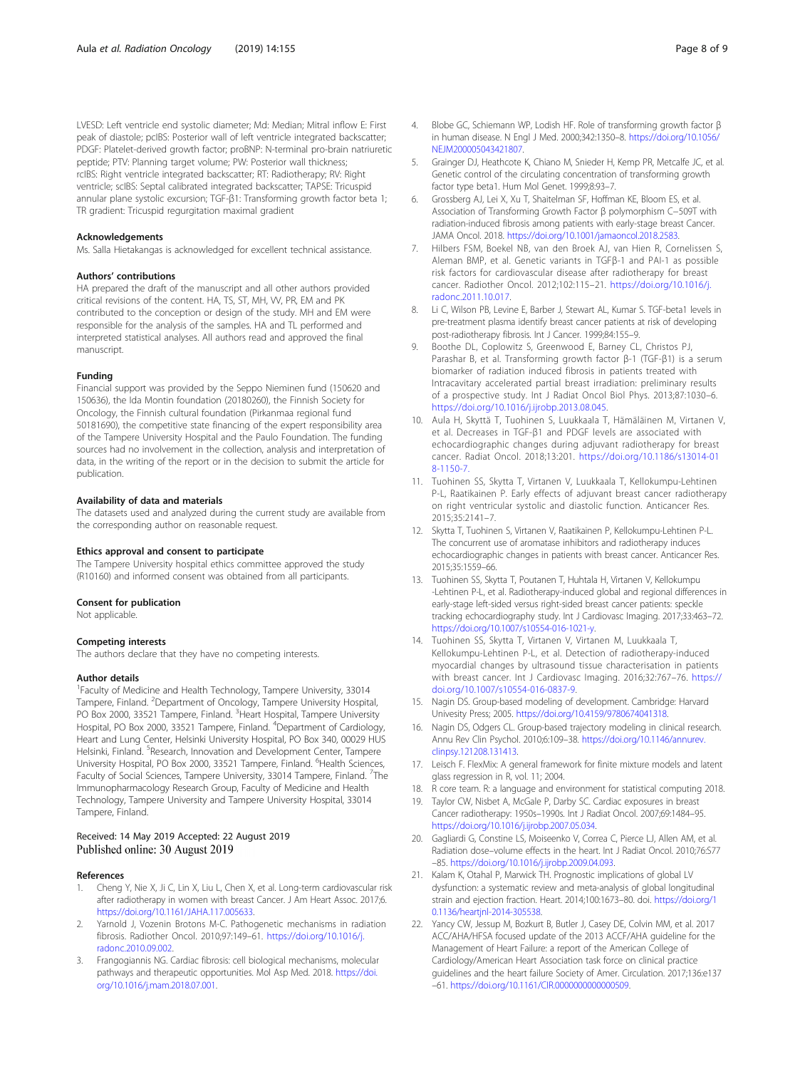LVESD: Left ventricle end systolic diameter; Md: Median; Mitral inflow E: First peak of diastole; pcIBS: Posterior wall of left ventricle integrated backscatter; PDGF: Platelet-derived growth factor; proBNP: N-terminal pro-brain natriuretic peptide; PTV: Planning target volume; PW: Posterior wall thickness; rcIBS: Right ventricle integrated backscatter; RT: Radiotherapy; RV: Right ventricle; scIBS: Septal calibrated integrated backscatter; TAPSE: Tricuspid annular plane systolic excursion; TGF-β1: Transforming growth factor beta 1; TR gradient: Tricuspid regurgitation maximal gradient

### Acknowledgements

Ms. Salla Hietakangas is acknowledged for excellent technical assistance.

### Authors' contributions

HA prepared the draft of the manuscript and all other authors provided critical revisions of the content. HA, TS, ST, MH, VV, PR, EM and PK contributed to the conception or design of the study. MH and EM were responsible for the analysis of the samples. HA and TL performed and interpreted statistical analyses. All authors read and approved the final manuscript.

### Funding

Financial support was provided by the Seppo Nieminen fund (150620 and 150636), the Ida Montin foundation (20180260), the Finnish Society for Oncology, the Finnish cultural foundation (Pirkanmaa regional fund 50181690), the competitive state financing of the expert responsibility area of the Tampere University Hospital and the Paulo Foundation. The funding sources had no involvement in the collection, analysis and interpretation of data, in the writing of the report or in the decision to submit the article for publication.

### Availability of data and materials

The datasets used and analyzed during the current study are available from the corresponding author on reasonable request.

### Ethics approval and consent to participate

The Tampere University hospital ethics committee approved the study (R10160) and informed consent was obtained from all participants.

### Consent for publication

Not applicable.

### Competing interests

The authors declare that they have no competing interests.

### Author details

[1]Faculty of Medicine and Health Technology, Tampere University, 33014 Tampere, Finland. [2]Department of Oncology, Tampere University Hospital, PO Box 2000, 33521 Tampere, Finland. [3]Heart Hospital, Tampere University Hospital, PO Box 2000, 33521 Tampere, Finland. [4]Department of Cardiology, Heart and Lung Center, Helsinki University Hospital, PO Box 340, 00029 HUS Helsinki, Finland. [5]Research, Innovation and Development Center, Tampere University Hospital, PO Box 2000, 33521 Tampere, Finland. [6]Health Sciences, Faculty of Social Sciences, Tampere University, 33014 Tampere, Finland. [7]The Immunopharmacology Research Group, Faculty of Medicine and Health Technology, Tampere University and Tampere University Hospital, 33014 Tampere, Finland.

Received: 14 May 2019 Accepted: 22 August 2019
Published online: 30 August 2019

### References

1. Cheng Y, Nie X, Ji C, Lin X, Liu L, Chen X, et al. Long-term cardiovascular risk after radiotherapy in women with breast Cancer. J Am Heart Assoc. 2017;6. https://doi.org/10.1161/JAHA.117.005633.
2. Yarnold J, Vozenin Brotons M-C. Pathogenetic mechanisms in radiation fibrosis. Radiother Oncol. 2010;97:149–61. https://doi.org/10.1016/j.radonc.2010.09.002.
3. Frangogiannis NG. Cardiac fibrosis: cell biological mechanisms, molecular pathways and therapeutic opportunities. Mol Asp Med. 2018. https://doi.org/10.1016/j.mam.2018.07.001.
4. Blobe GC, Schiemann WP, Lodish HF. Role of transforming growth factor β in human disease. N Engl J Med. 2000;342:1350–8. https://doi.org/10.1056/NEJM200005043421807.
5. Grainger DJ, Heathcote K, Chiano M, Snieder H, Kemp PR, Metcalfe JC, et al. Genetic control of the circulating concentration of transforming growth factor type beta1. Hum Mol Genet. 1999;8:93–7.
6. Grossberg AJ, Lei X, Xu T, Shaitelman SF, Hoffman KE, Bloom ES, et al. Association of Transforming Growth Factor β polymorphism C−509T with radiation-induced fibrosis among patients with early-stage breast Cancer. JAMA Oncol. 2018. https://doi.org/10.1001/jamaoncol.2018.2583.
7. Hilbers FSM, Boekel NB, van den Broek AJ, van Hien R, Cornelissen S, Aleman BMP, et al. Genetic variants in TGFβ-1 and PAI-1 as possible risk factors for cardiovascular disease after radiotherapy for breast cancer. Radiother Oncol. 2012;102:115–21. https://doi.org/10.1016/j.radonc.2011.10.017.
8. Li C, Wilson PB, Levine E, Barber J, Stewart AL, Kumar S. TGF-beta1 levels in pre-treatment plasma identify breast cancer patients at risk of developing post-radiotherapy fibrosis. Int J Cancer. 1999;84:155–9.
9. Boothe DL, Coplowitz S, Greenwood E, Barney CL, Christos PJ, Parashar B, et al. Transforming growth factor β-1 (TGF-β1) is a serum biomarker of radiation induced fibrosis in patients treated with Intracavitary accelerated partial breast irradiation: preliminary results of a prospective study. Int J Radiat Oncol Biol Phys. 2013;87:1030–6. https://doi.org/10.1016/j.ijrobp.2013.08.045.
10. Aula H, Skyttä T, Tuohinen S, Luukkaala T, Hämäläinen M, Virtanen V, et al. Decreases in TGF-β1 and PDGF levels are associated with echocardiographic changes during adjuvant radiotherapy for breast cancer. Radiat Oncol. 2018;13:201. https://doi.org/10.1186/s13014-018-1150-7.
11. Tuohinen SS, Skytta T, Virtanen V, Luukkaala T, Kellokumpu-Lehtinen P-L, Raatikainen P. Early effects of adjuvant breast cancer radiotherapy on right ventricular systolic and diastolic function. Anticancer Res. 2015;35:2141–7.
12. Skytta T, Tuohinen S, Virtanen V, Raatikainen P, Kellokumpu-Lehtinen P-L. The concurrent use of aromatase inhibitors and radiotherapy induces echocardiographic changes in patients with breast cancer. Anticancer Res. 2015;35:1559–66.
13. Tuohinen SS, Skytta T, Poutanen T, Huhtala H, Virtanen V, Kellokumpu-Lehtinen P-L, et al. Radiotherapy-induced global and regional differences in early-stage left-sided versus right-sided breast cancer patients: speckle tracking echocardiography study. Int J Cardiovasc Imaging. 2017;33:463–72. https://doi.org/10.1007/s10554-016-1021-y.
14. Tuohinen SS, Skytta T, Virtanen V, Virtanen M, Luukkaala T, Kellokumpu-Lehtinen P-L, et al. Detection of radiotherapy-induced myocardial changes by ultrasound tissue characterisation in patients with breast cancer. Int J Cardiovasc Imaging. 2016;32:767–76. https://doi.org/10.1007/s10554-016-0837-9.
15. Nagin DS. Group-based modeling of development. Cambridge: Harvard Univesity Press; 2005. https://doi.org/10.4159/9780674041318.
16. Nagin DS, Odgers CL. Group-based trajectory modeling in clinical research. Annu Rev Clin Psychol. 2010;6:109–38. https://doi.org/10.1146/annurev.clinpsy.121208.131413.
17. Leisch F. FlexMix: A general framework for finite mixture models and latent glass regression in R, vol. 11; 2004.
18. R core team. R: a language and environment for statistical computing 2018.
19. Taylor CW, Nisbet A, McGale P, Darby SC. Cardiac exposures in breast Cancer radiotherapy: 1950s–1990s. Int J Radiat Oncol. 2007;69:1484–95. https://doi.org/10.1016/j.ijrobp.2007.05.034.
20. Gagliardi G, Constine LS, Moiseenko V, Correa C, Pierce LJ, Allen AM, et al. Radiation dose–volume effects in the heart. Int J Radiat Oncol. 2010;76:S77–85. https://doi.org/10.1016/j.ijrobp.2009.04.093.
21. Kalam K, Otahal P, Marwick TH. Prognostic implications of global LV dysfunction: a systematic review and meta-analysis of global longitudinal strain and ejection fraction. Heart. 2014;100:1673–80. doi. https://doi.org/10.1136/heartjnl-2014-305538.
22. Yancy CW, Jessup M, Bozkurt B, Butler J, Casey DE, Colvin MM, et al. 2017 ACC/AHA/HFSA focused update of the 2013 ACCF/AHA guideline for the Management of Heart Failure: a report of the American College of Cardiology/American Heart Association task force on clinical practice guidelines and the heart failure Society of Amer. Circulation. 2017;136:e137–61. https://doi.org/10.1161/CIR.0000000000000509.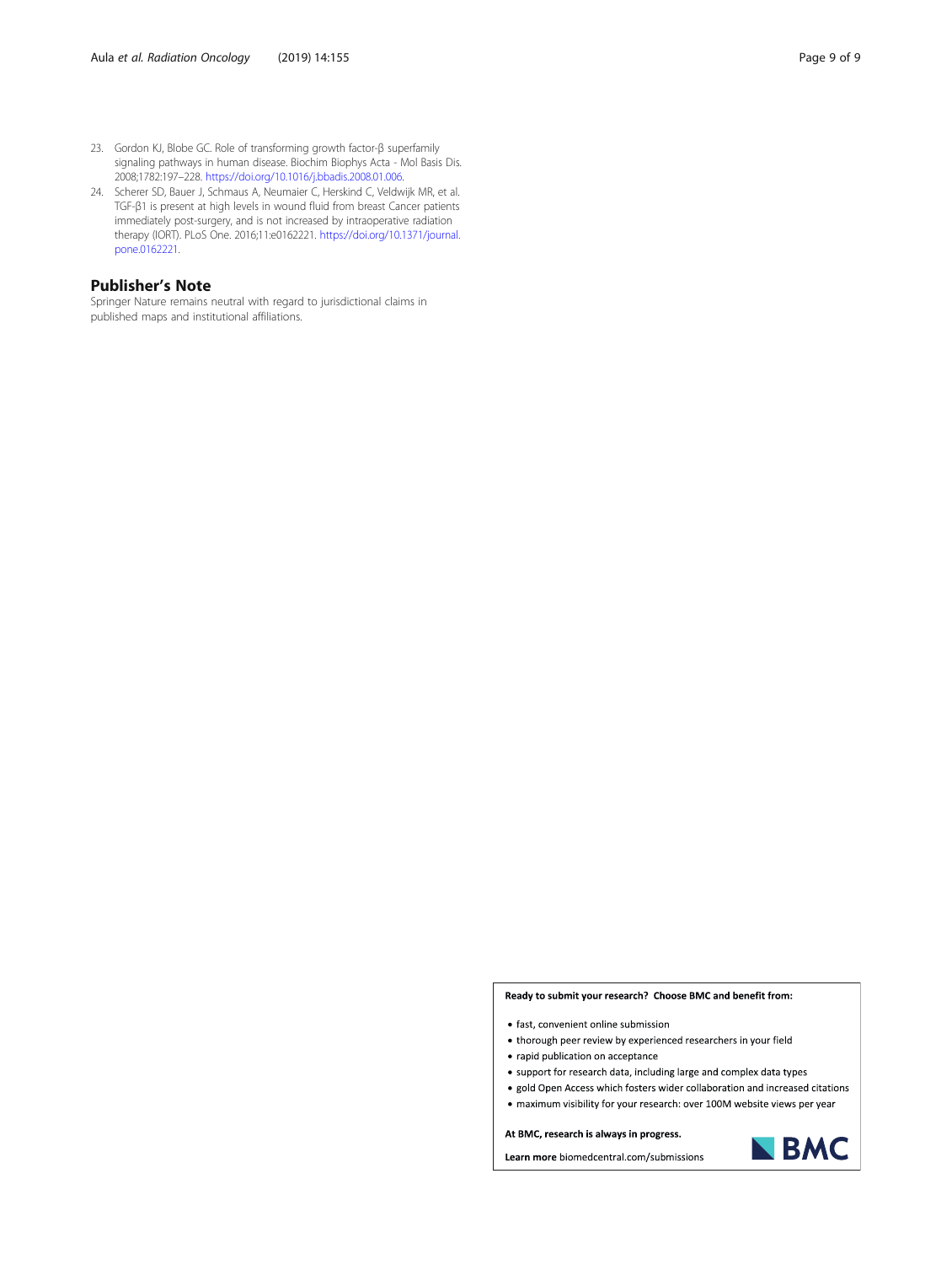23. Gordon KJ, Blobe GC. Role of transforming growth factor-β superfamily signaling pathways in human disease. Biochim Biophys Acta - Mol Basis Dis. 2008;1782:197–228. https://doi.org/10.1016/j.bbadis.2008.01.006.
24. Scherer SD, Bauer J, Schmaus A, Neumaier C, Herskind C, Veldwijk MR, et al. TGF-β1 is present at high levels in wound fluid from breast Cancer patients immediately post-surgery, and is not increased by intraoperative radiation therapy (IORT). PLoS One. 2016;11:e0162221. https://doi.org/10.1371/journal.pone.0162221.

## Publisher's Note

Springer Nature remains neutral with regard to jurisdictional claims in published maps and institutional affiliations.

**Ready to submit your research? Choose BMC and benefit from:**

- fast, convenient online submission
- thorough peer review by experienced researchers in your field
- rapid publication on acceptance
- support for research data, including large and complex data types
- gold Open Access which fosters wider collaboration and increased citations
- maximum visibility for your research: over 100M website views per year

**At BMC, research is always in progress.**

**Learn more** biomedcentral.com/submissions

BMC